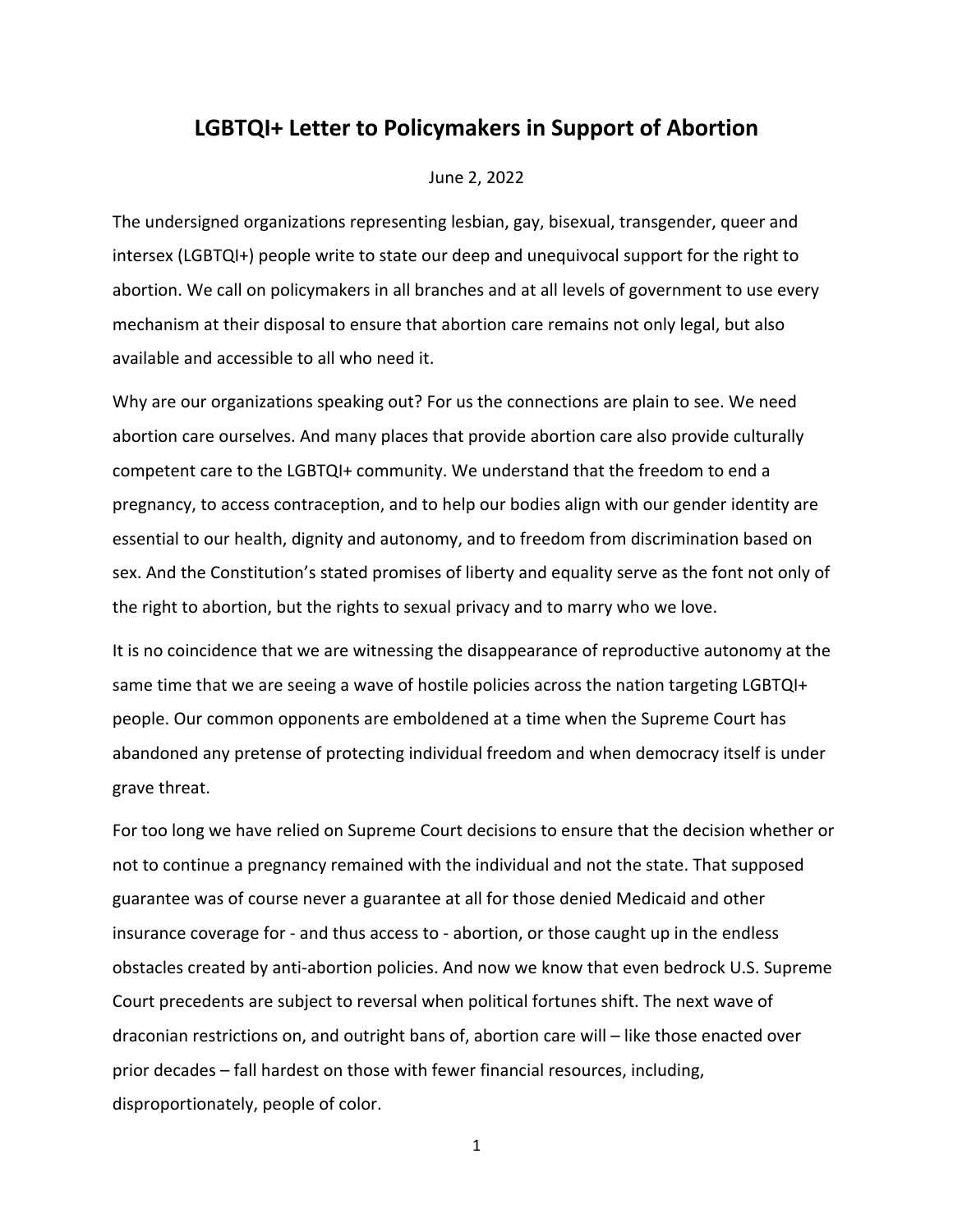# LGBTQI+ Letter to Policymakers in Support of Abortion

June 2, 2022

The undersigned organizations representing lesbian, gay, bisexual, transgender, queer and intersex (LGBTQI+) people write to state our deep and unequivocal support for the right to abortion. We call on policymakers in all branches and at all levels of government to use every mechanism at their disposal to ensure that abortion care remains not only legal, but also available and accessible to all who need it.

Why are our organizations speaking out? For us the connections are plain to see. We need abortion care ourselves. And many places that provide abortion care also provide culturally competent care to the LGBTQI+ community. We understand that the freedom to end a pregnancy, to access contraception, and to help our bodies align with our gender identity are essential to our health, dignity and autonomy, and to freedom from discrimination based on sex. And the Constitution's stated promises of liberty and equality serve as the font not only of the right to abortion, but the rights to sexual privacy and to marry who we love.

It is no coincidence that we are witnessing the disappearance of reproductive autonomy at the same time that we are seeing a wave of hostile policies across the nation targeting LGBTQI+ people. Our common opponents are emboldened at a time when the Supreme Court has abandoned any pretense of protecting individual freedom and when democracy itself is under grave threat.

For too long we have relied on Supreme Court decisions to ensure that the decision whether or not to continue a pregnancy remained with the individual and not the state. That supposed guarantee was of course never a guarantee at all for those denied Medicaid and other insurance coverage for - and thus access to - abortion, or those caught up in the endless obstacles created by anti-abortion policies. And now we know that even bedrock U.S. Supreme Court precedents are subject to reversal when political fortunes shift. The next wave of draconian restrictions on, and outright bans of, abortion care will – like those enacted over prior decades – fall hardest on those with fewer financial resources, including, disproportionately, people of color.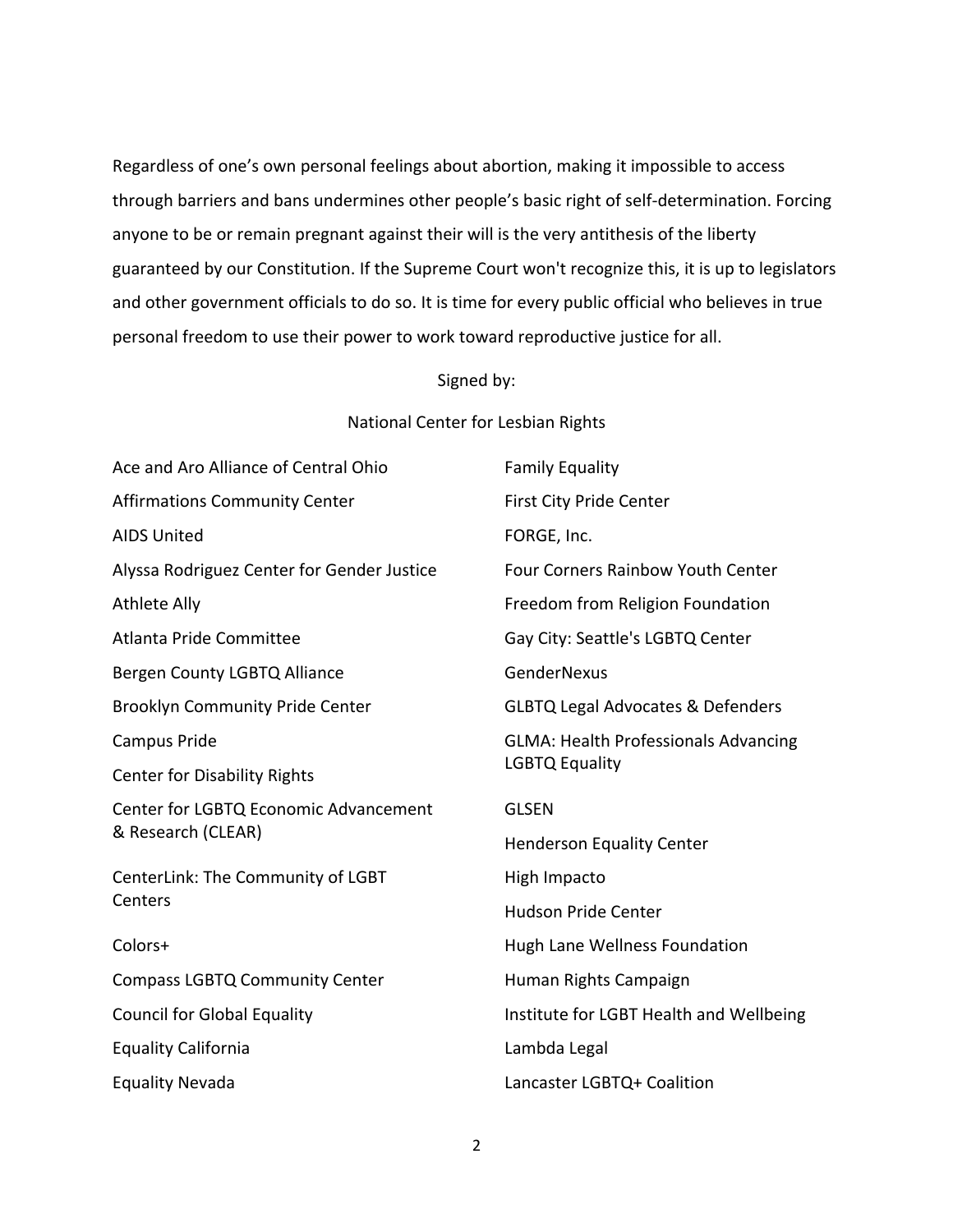Regardless of one's own personal feelings about abortion, making it impossible to access through barriers and bans undermines other people's basic right of self-determination. Forcing anyone to be or remain pregnant against their will is the very antithesis of the liberty guaranteed by our Constitution. If the Supreme Court won't recognize this, it is up to legislators and other government officials to do so. It is time for every public official who believes in true personal freedom to use their power to work toward reproductive justice for all.

Signed by:

National Center for Lesbian Rights

Ace and Aro Alliance of Central Ohio

Affirmations Community Center

AIDS United

Alyssa Rodriguez Center for Gender Justice

Athlete Ally

Atlanta Pride Committee

Bergen County LGBTQ Alliance

Brooklyn Community Pride Center

Campus Pride

Center for Disability Rights

Center for LGBTQ Economic Advancement & Research (CLEAR)

CenterLink: The Community of LGBT Centers

Colors+

Compass LGBTQ Community Center

Council for Global Equality

Equality California

Equality Nevada

Family Equality

First City Pride Center

FORGE, Inc.

Four Corners Rainbow Youth Center

Freedom from Religion Foundation

Gay City: Seattle's LGBTQ Center

GenderNexus

GLBTQ Legal Advocates & Defenders

GLMA: Health Professionals Advancing LGBTQ Equality

GLSEN

Henderson Equality Center

High Impacto

Hudson Pride Center

Hugh Lane Wellness Foundation

Human Rights Campaign

Institute for LGBT Health and Wellbeing

Lambda Legal

Lancaster LGBTQ+ Coalition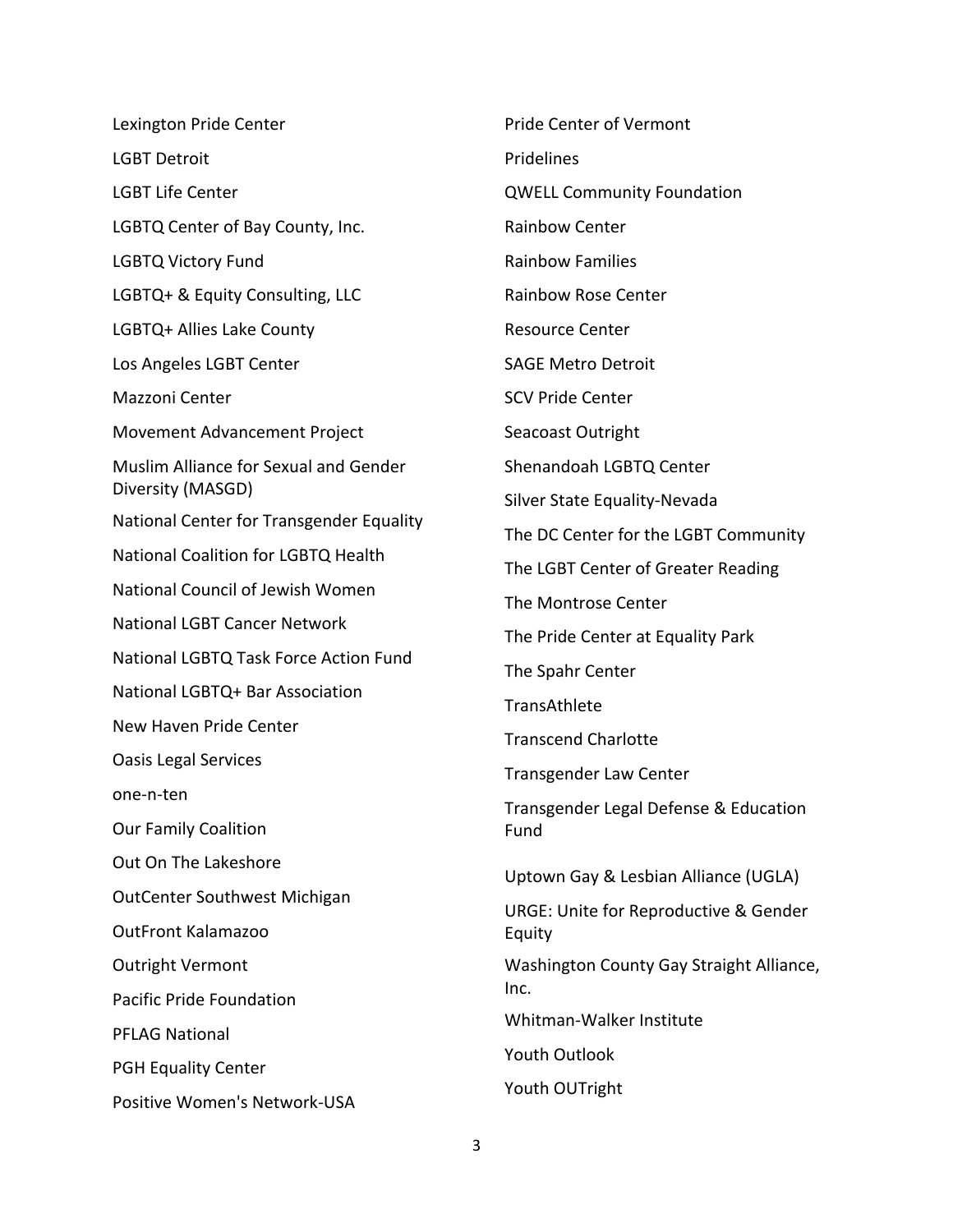Lexington Pride Center

LGBT Detroit

LGBT Life Center

LGBTQ Center of Bay County, Inc.

LGBTQ Victory Fund

LGBTQ+ & Equity Consulting, LLC

LGBTQ+ Allies Lake County

Los Angeles LGBT Center

Mazzoni Center

Movement Advancement Project

Muslim Alliance for Sexual and Gender Diversity (MASGD)

National Center for Transgender Equality

National Coalition for LGBTQ Health

National Council of Jewish Women

National LGBT Cancer Network

National LGBTQ Task Force Action Fund

National LGBTQ+ Bar Association

New Haven Pride Center

Oasis Legal Services

one-n-ten

Our Family Coalition

Out On The Lakeshore

OutCenter Southwest Michigan

OutFront Kalamazoo

Outright Vermont

Pacific Pride Foundation

PFLAG National

PGH Equality Center

Positive Women's Network-USA

Pride Center of Vermont

Pridelines

QWELL Community Foundation

Rainbow Center

Rainbow Families

Rainbow Rose Center

Resource Center

SAGE Metro Detroit

SCV Pride Center

Seacoast Outright

Shenandoah LGBTQ Center

Silver State Equality-Nevada

The DC Center for the LGBT Community

The LGBT Center of Greater Reading

The Montrose Center

The Pride Center at Equality Park

The Spahr Center

TransAthlete

Transcend Charlotte

Transgender Law Center

Transgender Legal Defense & Education Fund

Uptown Gay & Lesbian Alliance (UGLA)

URGE: Unite for Reproductive & Gender Equity

Washington County Gay Straight Alliance, Inc.

Whitman-Walker Institute

Youth Outlook

Youth OUTright